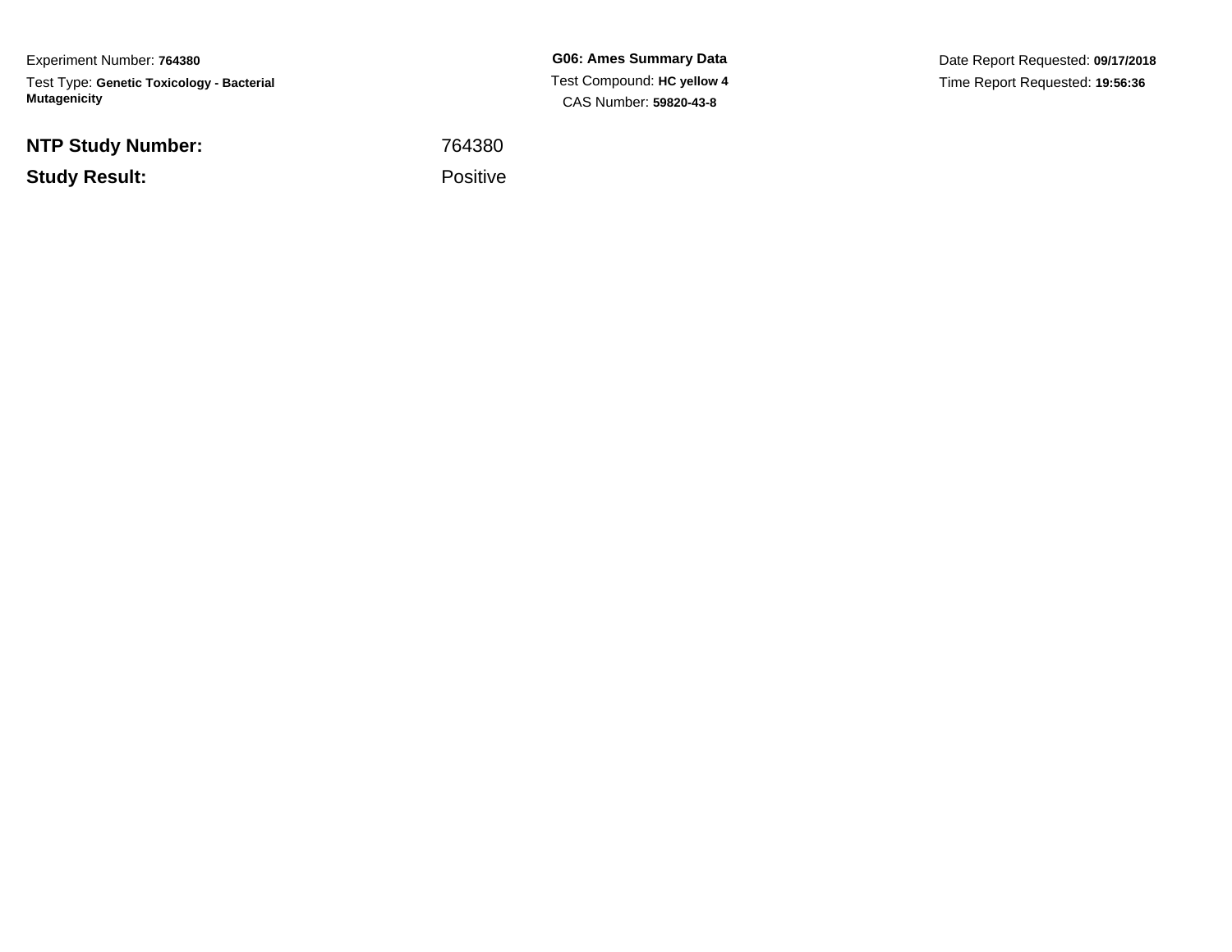Experiment Number: **764380**

Test Type: **Genetic Toxicology - Bacterial Mutagenicity**

**G06: Ames Summary Data**

Test Compound: **HC yellow 4**

CAS Number: **59820-43-8**

Date Report Requested: **09/17/2018**

Time Report Requested: **19:56:36**

| | |
|---|---|
| **NTP Study Number:** | 764380 |
| **Study Result:** | Positive |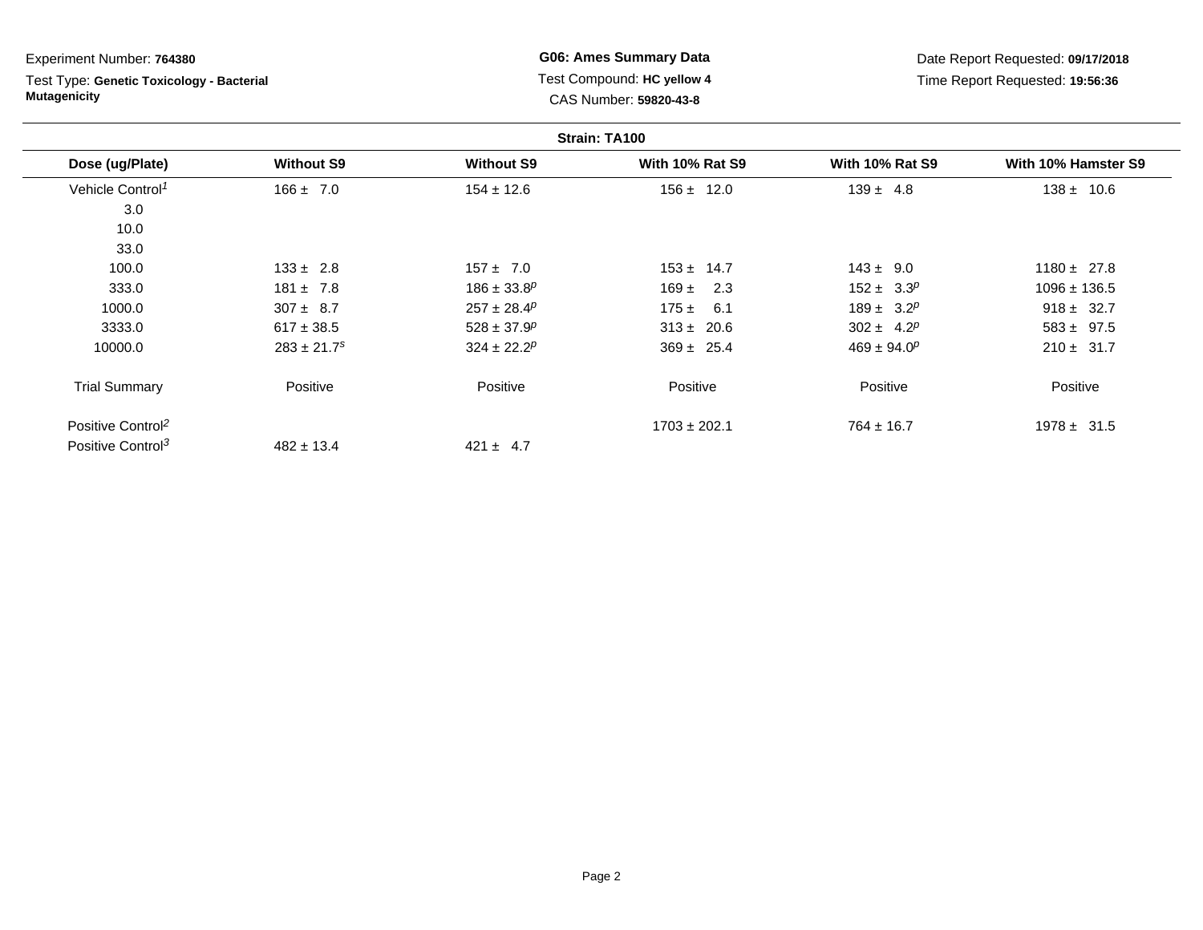Experiment Number: **764380**

Test Type: **Genetic Toxicology - Bacterial Mutagenicity**

**G06: Ames Summary Data**

Test Compound: **HC yellow 4**

CAS Number: **59820-43-8**

Date Report Requested: **09/17/2018**

Time Report Requested: **19:56:36**

**Strain: TA100**

| Dose (ug/Plate) | Without S9 | Without S9 | With 10% Rat S9 | With 10% Rat S9 | With 10% Hamster S9 |
|---|---|---|---|---|---|
| Vehicle Control[1] | 166 ± 7.0 | 154 ± 12.6 | 156 ± 12.0 | 139 ± 4.8 | 138 ± 10.6 |
| 3.0 | | | | | |
| 10.0 | | | | | |
| 33.0 | | | | | |
| 100.0 | 133 ± 2.8 | 157 ± 7.0 | 153 ± 14.7 | 143 ± 9.0 | 1180 ± 27.8 |
| 333.0 | 181 ± 7.8 | 186 ± 33.8[p] | 169 ± 2.3 | 152 ± 3.3[p] | 1096 ± 136.5 |
| 1000.0 | 307 ± 8.7 | 257 ± 28.4[p] | 175 ± 6.1 | 189 ± 3.2[p] | 918 ± 32.7 |
| 3333.0 | 617 ± 38.5 | 528 ± 37.9[p] | 313 ± 20.6 | 302 ± 4.2[p] | 583 ± 97.5 |
| 10000.0 | 283 ± 21.7[s] | 324 ± 22.2[p] | 369 ± 25.4 | 469 ± 94.0[p] | 210 ± 31.7 |
| Trial Summary | Positive | Positive | Positive | Positive | Positive |
| Positive Control[2] | | | 1703 ± 202.1 | 764 ± 16.7 | 1978 ± 31.5 |
| Positive Control[3] | 482 ± 13.4 | 421 ± 4.7 | | | |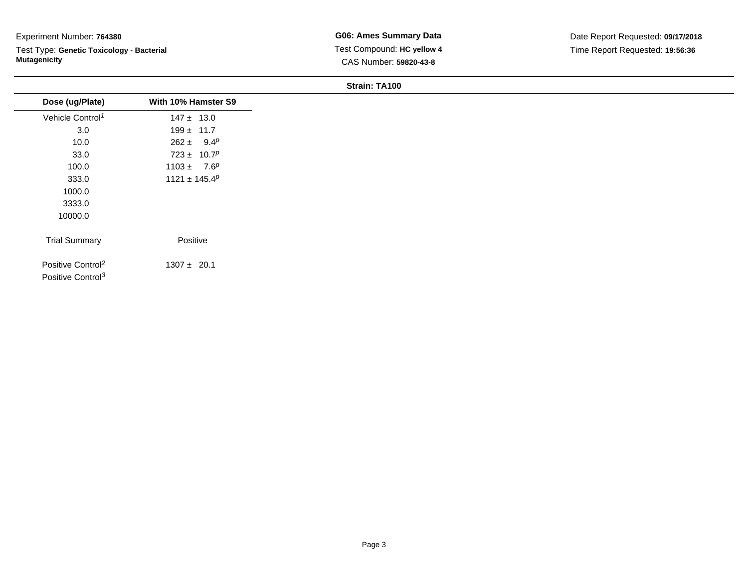Experiment Number: **764380**

Test Type: **Genetic Toxicology - Bacterial Mutagenicity**

**G06: Ames Summary Data**

Test Compound: **HC yellow 4**

CAS Number: **59820-43-8**

Date Report Requested: **09/17/2018**

Time Report Requested: **19:56:36**

**Strain: TA100**

| Dose (ug/Plate) | With 10% Hamster S9 |
| --- | --- |
| Vehicle Control[1] | 147 ± 13.0 |
| 3.0 | 199 ± 11.7 |
| 10.0 | 262 ± 9.4[p] |
| 33.0 | 723 ± 10.7[p] |
| 100.0 | 1103 ± 7.6[p] |
| 333.0 | 1121 ± 145.4[p] |
| 1000.0 | |
| 3333.0 | |
| 10000.0 | |
| Trial Summary | Positive |
| Positive Control[2] | 1307 ± 20.1 |
| Positive Control[3] | |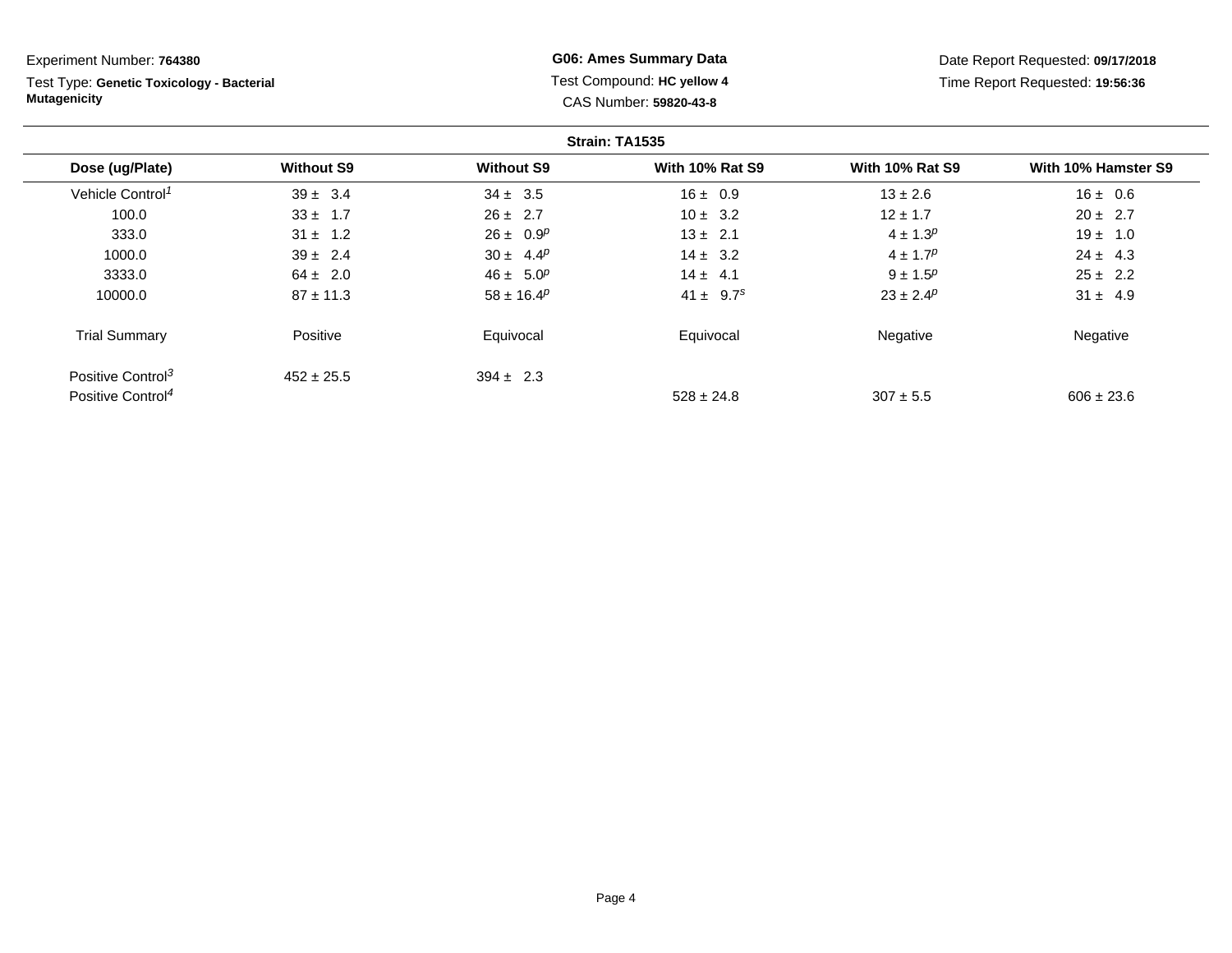Experiment Number: **764380**

Test Type: **Genetic Toxicology - Bacterial Mutagenicity**

**G06: Ames Summary Data**

Test Compound: **HC yellow 4**

CAS Number: **59820-43-8**

Date Report Requested: **09/17/2018**

Time Report Requested: **19:56:36**

**Strain: TA1535**

| Dose (ug/Plate) | Without S9 | Without S9 | With 10% Rat S9 | With 10% Rat S9 | With 10% Hamster S9 |
|---|---|---|---|---|---|
| Vehicle Control[1] | 39 ± 3.4 | 34 ± 3.5 | 16 ± 0.9 | 13 ± 2.6 | 16 ± 0.6 |
| 100.0 | 33 ± 1.7 | 26 ± 2.7 | 10 ± 3.2 | 12 ± 1.7 | 20 ± 2.7 |
| 333.0 | 31 ± 1.2 | 26 ± 0.9[p] | 13 ± 2.1 | 4 ± 1.3[p] | 19 ± 1.0 |
| 1000.0 | 39 ± 2.4 | 30 ± 4.4[p] | 14 ± 3.2 | 4 ± 1.7[p] | 24 ± 4.3 |
| 3333.0 | 64 ± 2.0 | 46 ± 5.0[p] | 14 ± 4.1 | 9 ± 1.5[p] | 25 ± 2.2 |
| 10000.0 | 87 ± 11.3 | 58 ± 16.4[p] | 41 ± 9.7[s] | 23 ± 2.4[p] | 31 ± 4.9 |
| Trial Summary | Positive | Equivocal | Equivocal | Negative | Negative |
| Positive Control[3] | 452 ± 25.5 | 394 ± 2.3 | | | |
| Positive Control[4] | | | 528 ± 24.8 | 307 ± 5.5 | 606 ± 23.6 |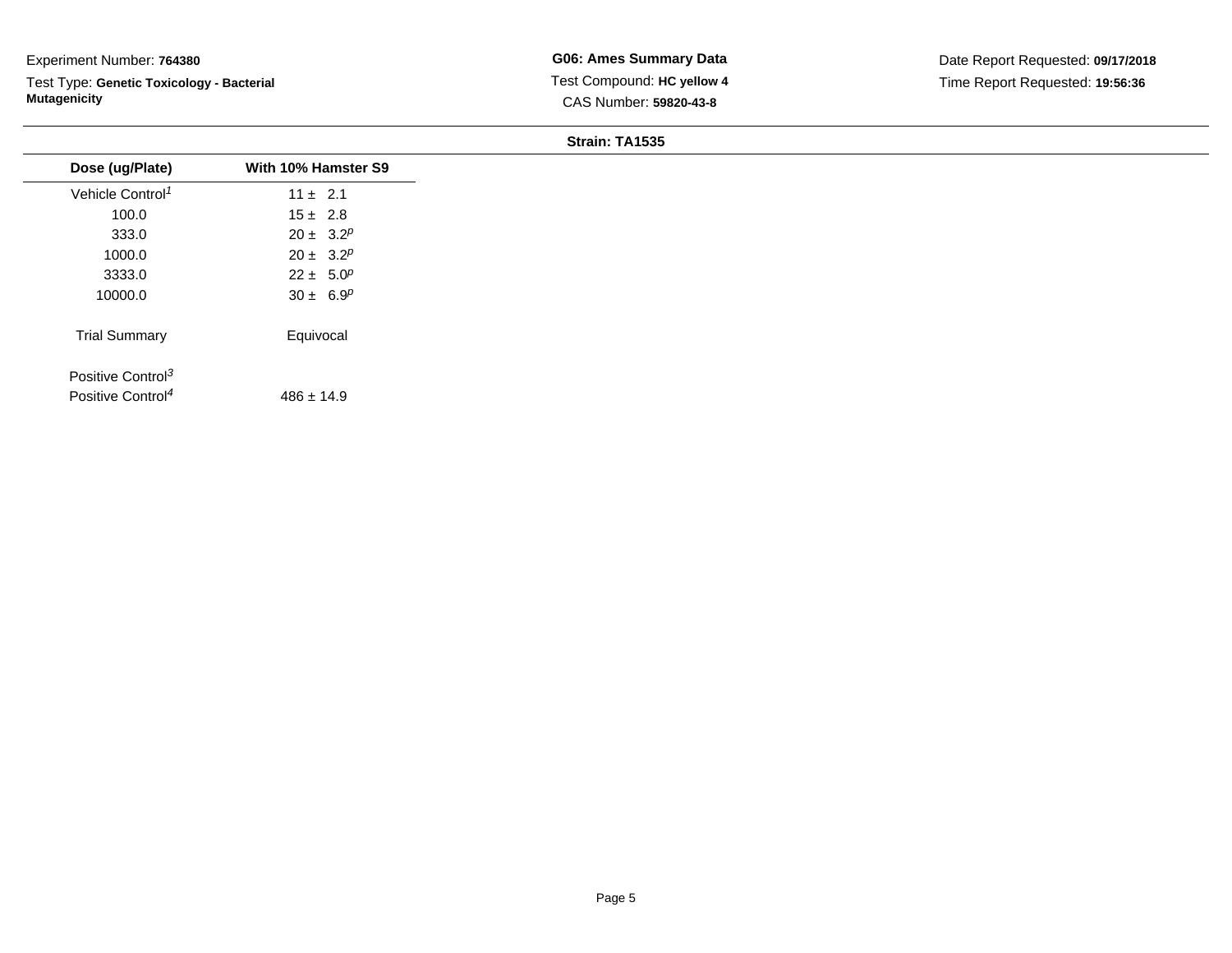Experiment Number: **764380**

Test Type: **Genetic Toxicology - Bacterial Mutagenicity**

**G06: Ames Summary Data**

Test Compound: **HC yellow 4**

CAS Number: **59820-43-8**

Date Report Requested: **09/17/2018**

Time Report Requested: **19:56:36**

**Strain: TA1535**

| Dose (ug/Plate) | With 10% Hamster S9 |
|---|---|
| Vehicle Control[1] | 11 ± 2.1 |
| 100.0 | 15 ± 2.8 |
| 333.0 | 20 ± 3.2[p] |
| 1000.0 | 20 ± 3.2[p] |
| 3333.0 | 22 ± 5.0[p] |
| 10000.0 | 30 ± 6.9[p] |
| Trial Summary | Equivocal |
| Positive Control[3] | |
| Positive Control[4] | 486 ± 14.9 |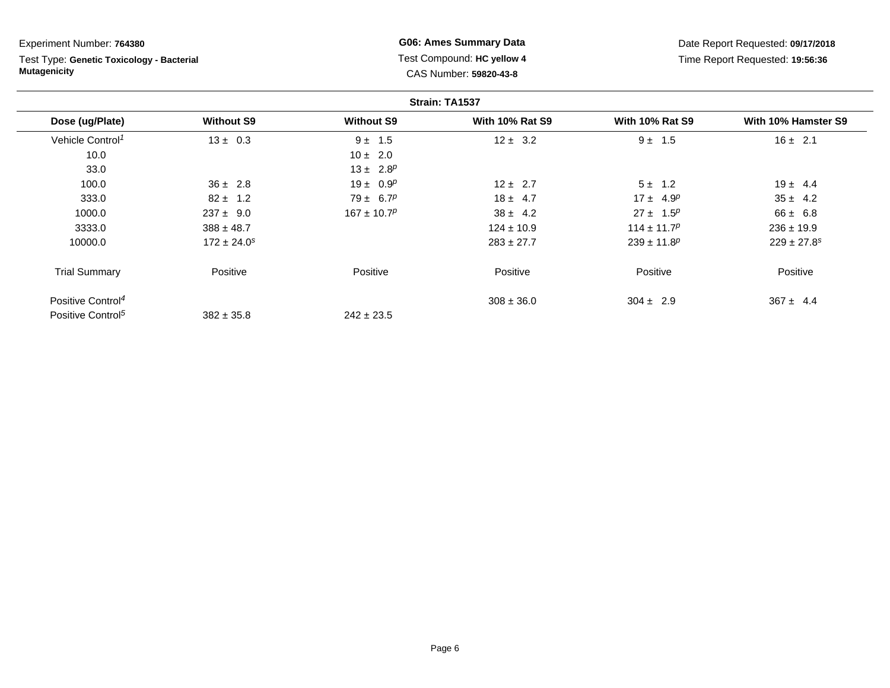Experiment Number: **764380**

Test Type: **Genetic Toxicology - Bacterial Mutagenicity**

**G06: Ames Summary Data**

Test Compound: **HC yellow 4**

CAS Number: **59820-43-8**

Date Report Requested: **09/17/2018**

Time Report Requested: **19:56:36**

**Strain: TA1537**

| Dose (ug/Plate) | Without S9 | Without S9 | With 10% Rat S9 | With 10% Rat S9 | With 10% Hamster S9 |
|---|---|---|---|---|---|
| Vehicle Control[1] | 13 ± 0.3 | 9 ± 1.5 | 12 ± 3.2 | 9 ± 1.5 | 16 ± 2.1 |
| 10.0 | | 10 ± 2.0 | | | |
| 33.0 | | 13 ± 2.8[p] | | | |
| 100.0 | 36 ± 2.8 | 19 ± 0.9[p] | 12 ± 2.7 | 5 ± 1.2 | 19 ± 4.4 |
| 333.0 | 82 ± 1.2 | 79 ± 6.7[p] | 18 ± 4.7 | 17 ± 4.9[p] | 35 ± 4.2 |
| 1000.0 | 237 ± 9.0 | 167 ± 10.7[p] | 38 ± 4.2 | 27 ± 1.5[p] | 66 ± 6.8 |
| 3333.0 | 388 ± 48.7 | | 124 ± 10.9 | 114 ± 11.7[p] | 236 ± 19.9 |
| 10000.0 | 172 ± 24.0[s] | | 283 ± 27.7 | 239 ± 11.8[p] | 229 ± 27.8[s] |
| Trial Summary | Positive | Positive | Positive | Positive | Positive |
| Positive Control[4] | | | 308 ± 36.0 | 304 ± 2.9 | 367 ± 4.4 |
| Positive Control[5] | 382 ± 35.8 | 242 ± 23.5 | | | |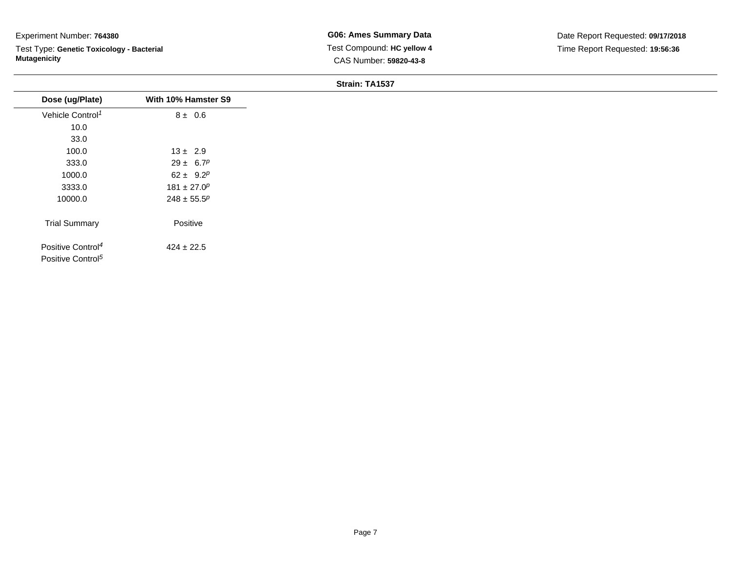Experiment Number: **764380**

Test Type: **Genetic Toxicology - Bacterial Mutagenicity**

**G06: Ames Summary Data**

Test Compound: **HC yellow 4**

CAS Number: **59820-43-8**

Date Report Requested: **09/17/2018**

Time Report Requested: **19:56:36**

**Strain: TA1537**

| Dose (ug/Plate) | With 10% Hamster S9 |
|---|---|
| Vehicle Control[1] | 8 ± 0.6 |
| 10.0 | |
| 33.0 | |
| 100.0 | 13 ± 2.9 |
| 333.0 | 29 ± 6.7[p] |
| 1000.0 | 62 ± 9.2[p] |
| 3333.0 | 181 ± 27.0[p] |
| 10000.0 | 248 ± 55.5[p] |
| Trial Summary | Positive |
| Positive Control[4] | 424 ± 22.5 |
| Positive Control[5] | |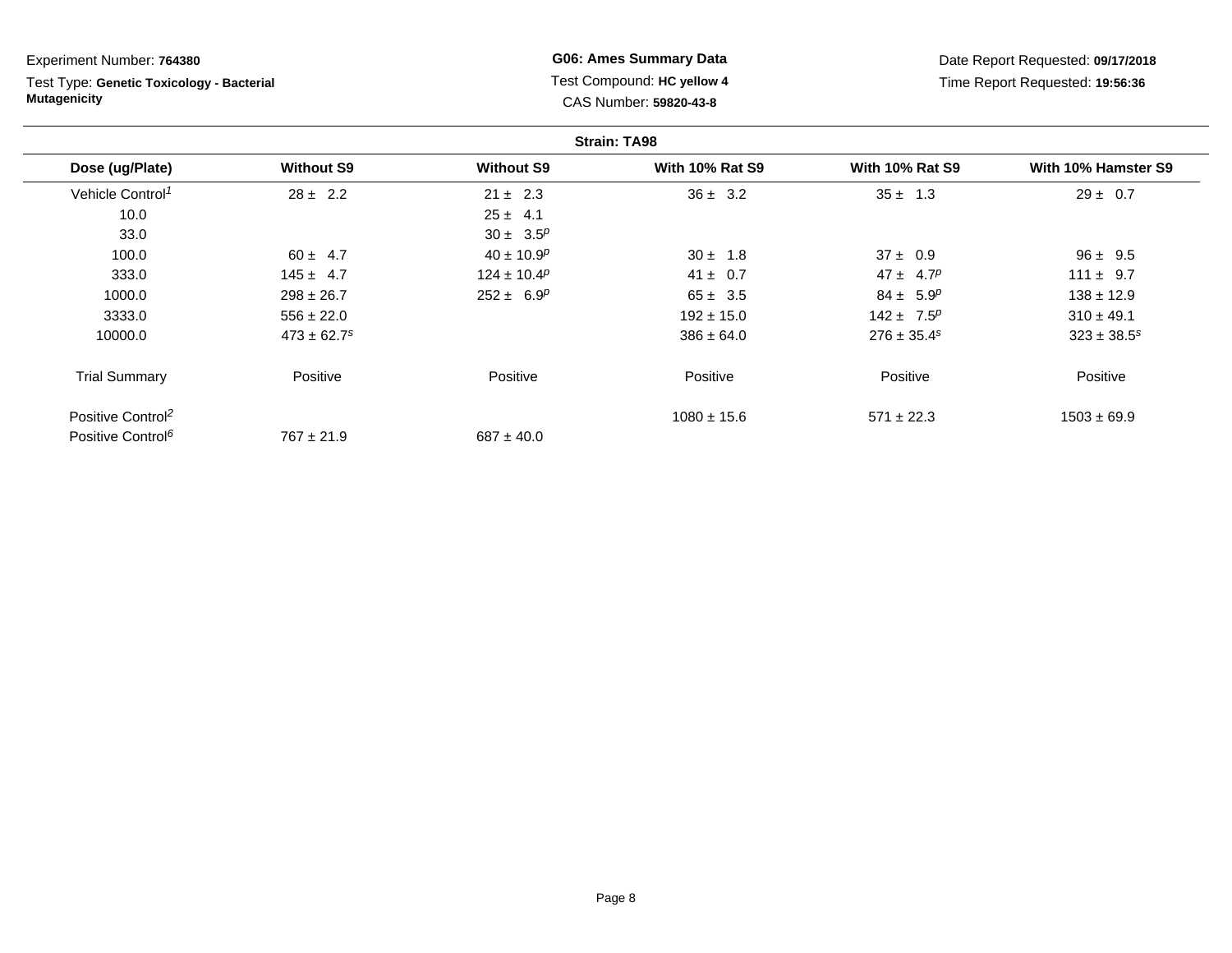Experiment Number: **764380**

Test Type: **Genetic Toxicology - Bacterial Mutagenicity**

**G06: Ames Summary Data**

Test Compound: **HC yellow 4**

CAS Number: **59820-43-8**

Date Report Requested: **09/17/2018**

Time Report Requested: **19:56:36**

**Strain: TA98**

| Dose (ug/Plate) | Without S9 | Without S9 | With 10% Rat S9 | With 10% Rat S9 | With 10% Hamster S9 |
|---|---|---|---|---|---|
| Vehicle Control[1] | 28 ± 2.2 | 21 ± 2.3 | 36 ± 3.2 | 35 ± 1.3 | 29 ± 0.7 |
| 10.0 | | 25 ± 4.1 | | | |
| 33.0 | | 30 ± 3.5[p] | | | |
| 100.0 | 60 ± 4.7 | 40 ± 10.9[p] | 30 ± 1.8 | 37 ± 0.9 | 96 ± 9.5 |
| 333.0 | 145 ± 4.7 | 124 ± 10.4[p] | 41 ± 0.7 | 47 ± 4.7[p] | 111 ± 9.7 |
| 1000.0 | 298 ± 26.7 | 252 ± 6.9[p] | 65 ± 3.5 | 84 ± 5.9[p] | 138 ± 12.9 |
| 3333.0 | 556 ± 22.0 | | 192 ± 15.0 | 142 ± 7.5[p] | 310 ± 49.1 |
| 10000.0 | 473 ± 62.7[s] | | 386 ± 64.0 | 276 ± 35.4[s] | 323 ± 38.5[s] |
| Trial Summary | Positive | Positive | Positive | Positive | Positive |
| Positive Control[2] | | | 1080 ± 15.6 | 571 ± 22.3 | 1503 ± 69.9 |
| Positive Control[6] | 767 ± 21.9 | 687 ± 40.0 | | | |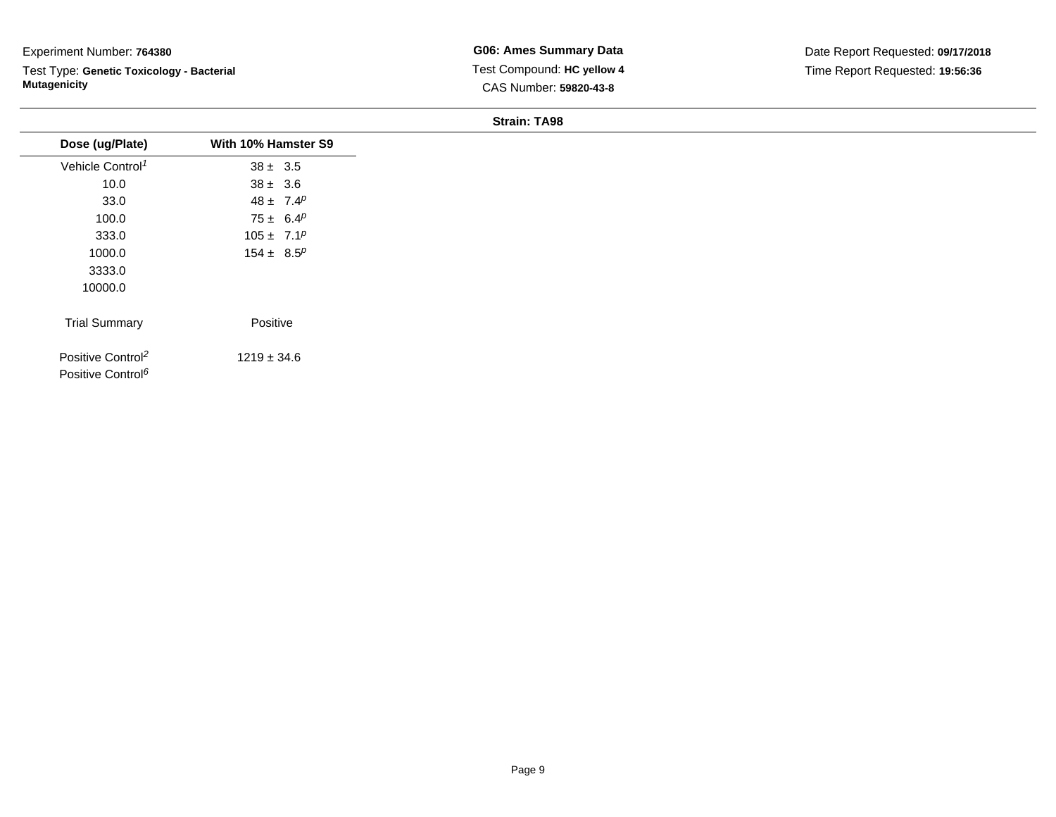Experiment Number: **764380**

Test Type: **Genetic Toxicology - Bacterial Mutagenicity**

**G06: Ames Summary Data**

Test Compound: **HC yellow 4**

CAS Number: **59820-43-8**

Date Report Requested: **09/17/2018**

Time Report Requested: **19:56:36**

**Strain: TA98**

| Dose (ug/Plate) | With 10% Hamster S9 |
| --- | --- |
| Vehicle Control[1] | 38 ± 3.5 |
| 10.0 | 38 ± 3.6 |
| 33.0 | 48 ± 7.4[p] |
| 100.0 | 75 ± 6.4[p] |
| 333.0 | 105 ± 7.1[p] |
| 1000.0 | 154 ± 8.5[p] |
| 3333.0 | |
| 10000.0 | |
| Trial Summary | Positive |
| Positive Control[2] | 1219 ± 34.6 |
| Positive Control[6] | |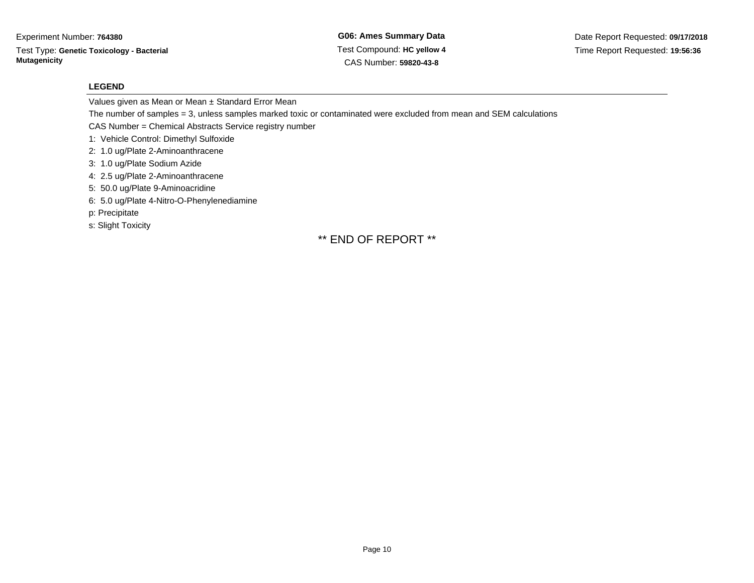Experiment Number: **764380**

Test Type: **Genetic Toxicology - Bacterial Mutagenicity**

**G06: Ames Summary Data**

Test Compound: **HC yellow 4**

CAS Number: **59820-43-8**

Date Report Requested: **09/17/2018**

Time Report Requested: **19:56:36**

**LEGEND**

Values given as Mean or Mean ± Standard Error Mean

The number of samples = 3, unless samples marked toxic or contaminated were excluded from mean and SEM calculations

CAS Number = Chemical Abstracts Service registry number

1: Vehicle Control: Dimethyl Sulfoxide

2: 1.0 ug/Plate 2-Aminoanthracene

3: 1.0 ug/Plate Sodium Azide

4: 2.5 ug/Plate 2-Aminoanthracene

5: 50.0 ug/Plate 9-Aminoacridine

6: 5.0 ug/Plate 4-Nitro-O-Phenylenediamine

p: Precipitate

s: Slight Toxicity

** END OF REPORT **